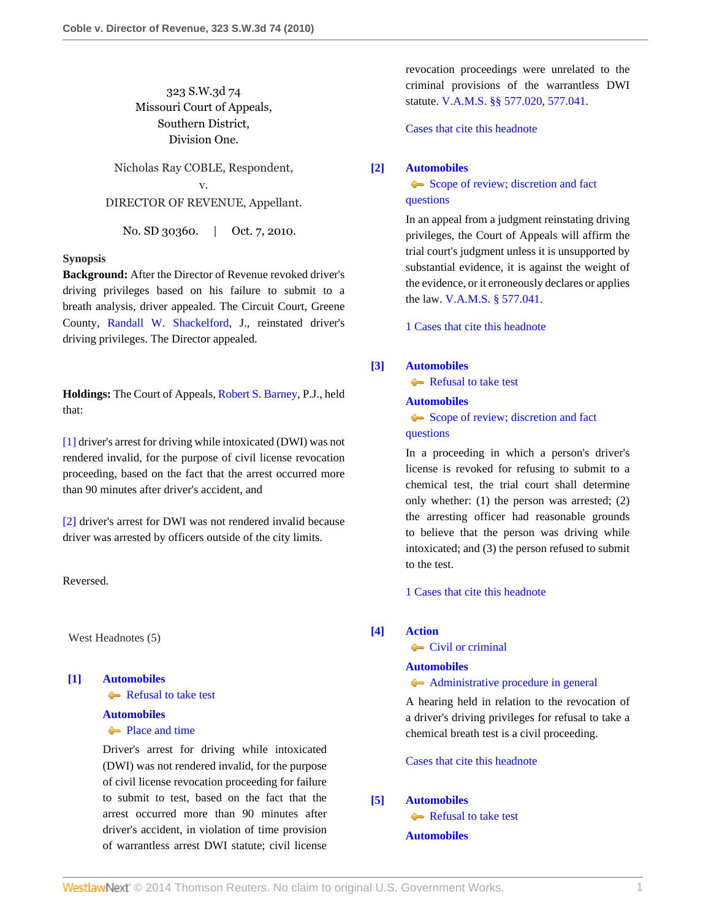323 S.W.3d 74
Missouri Court of Appeals,
Southern District,
Division One.

Nicholas Ray COBLE, Respondent,
v.
DIRECTOR OF REVENUE, Appellant.

No. SD 30360. | Oct. 7, 2010.

**Synopsis**

**Background:** After the Director of Revenue revoked driver's driving privileges based on his failure to submit to a breath analysis, driver appealed. The Circuit Court, Greene County, Randall W. Shackelford, J., reinstated driver's driving privileges. The Director appealed.

**Holdings:** The Court of Appeals, Robert S. Barney, P.J., held that:

[1] driver's arrest for driving while intoxicated (DWI) was not rendered invalid, for the purpose of civil license revocation proceeding, based on the fact that the arrest occurred more than 90 minutes after driver's accident, and

[2] driver's arrest for DWI was not rendered invalid because driver was arrested by officers outside of the city limits.

Reversed.

West Headnotes (5)

**[1] Automobiles**
Refusal to take test
**Automobiles**
Place and time

Driver's arrest for driving while intoxicated (DWI) was not rendered invalid, for the purpose of civil license revocation proceeding for failure to submit to test, based on the fact that the arrest occurred more than 90 minutes after driver's accident, in violation of time provision of warrantless arrest DWI statute; civil license revocation proceedings were unrelated to the criminal provisions of the warrantless DWI statute. V.A.M.S. §§ 577.020, 577.041.

Cases that cite this headnote

**[2] Automobiles**
Scope of review; discretion and fact questions

In an appeal from a judgment reinstating driving privileges, the Court of Appeals will affirm the trial court's judgment unless it is unsupported by substantial evidence, it is against the weight of the evidence, or it erroneously declares or applies the law. V.A.M.S. § 577.041.

1 Cases that cite this headnote

**[3] Automobiles**
Refusal to take test
**Automobiles**
Scope of review; discretion and fact questions

In a proceeding in which a person's driver's license is revoked for refusing to submit to a chemical test, the trial court shall determine only whether: (1) the person was arrested; (2) the arresting officer had reasonable grounds to believe that the person was driving while intoxicated; and (3) the person refused to submit to the test.

1 Cases that cite this headnote

**[4] Action**
Civil or criminal
**Automobiles**
Administrative procedure in general

A hearing held in relation to the revocation of a driver's driving privileges for refusal to take a chemical breath test is a civil proceeding.

Cases that cite this headnote

**[5] Automobiles**
Refusal to take test
**Automobiles**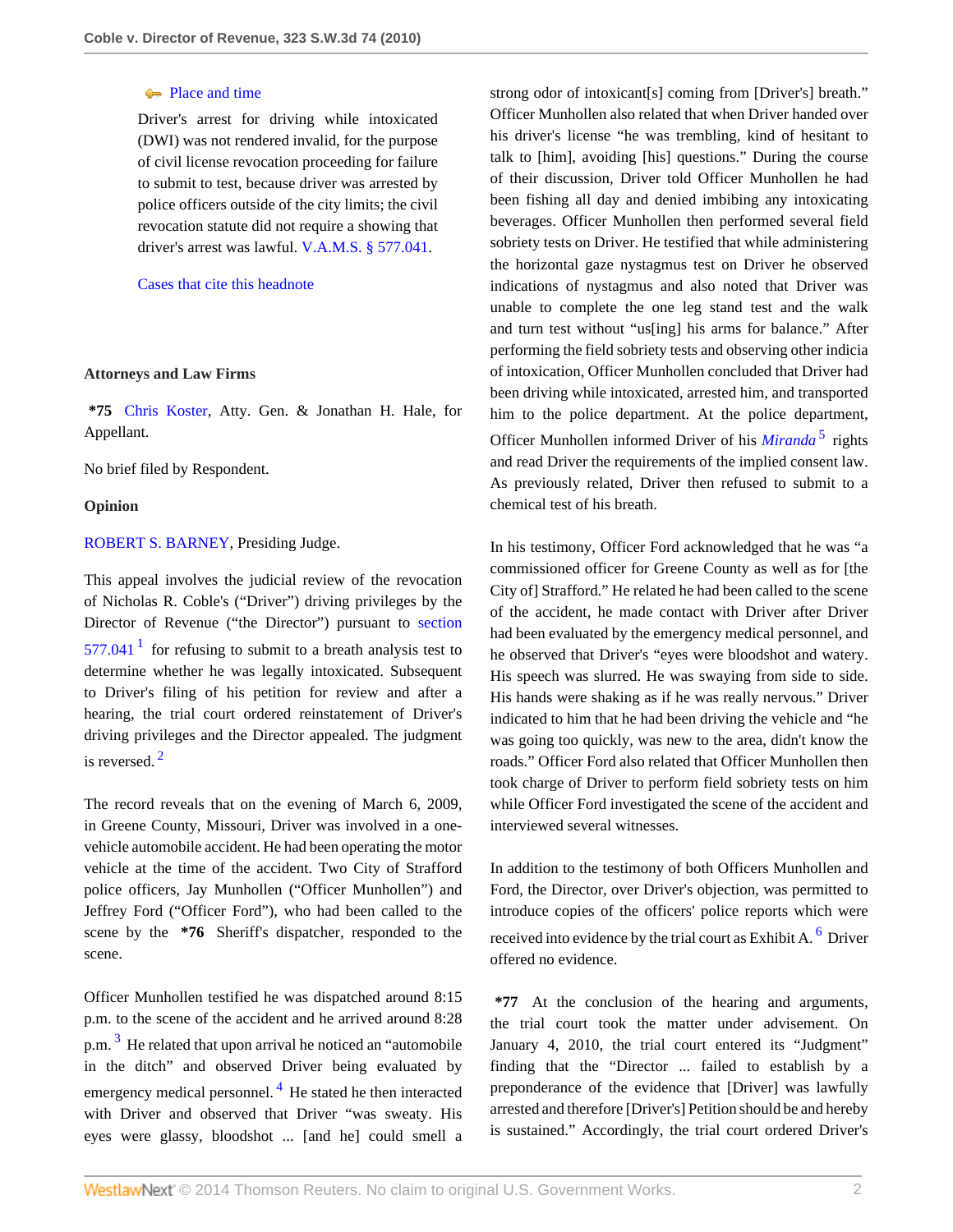Place and time

Driver's arrest for driving while intoxicated (DWI) was not rendered invalid, for the purpose of civil license revocation proceeding for failure to submit to test, because driver was arrested by police officers outside of the city limits; the civil revocation statute did not require a showing that driver's arrest was lawful. V.A.M.S. § 577.041.

Cases that cite this headnote

**Attorneys and Law Firms**

**\*75** Chris Koster, Atty. Gen. & Jonathan H. Hale, for Appellant.

No brief filed by Respondent.

**Opinion**

ROBERT S. BARNEY, Presiding Judge.

This appeal involves the judicial review of the revocation of Nicholas R. Coble's ("Driver") driving privileges by the Director of Revenue ("the Director") pursuant to section 577.041[1] for refusing to submit to a breath analysis test to determine whether he was legally intoxicated. Subsequent to Driver's filing of his petition for review and after a hearing, the trial court ordered reinstatement of Driver's driving privileges and the Director appealed. The judgment is reversed.[2]

The record reveals that on the evening of March 6, 2009, in Greene County, Missouri, Driver was involved in a one-vehicle automobile accident. He had been operating the motor vehicle at the time of the accident. Two City of Strafford police officers, Jay Munhollen ("Officer Munhollen") and Jeffrey Ford ("Officer Ford"), who had been called to the scene by the **\*76** Sheriff's dispatcher, responded to the scene.

Officer Munhollen testified he was dispatched around 8:15 p.m. to the scene of the accident and he arrived around 8:28 p.m.[3] He related that upon arrival he noticed an "automobile in the ditch" and observed Driver being evaluated by emergency medical personnel.[4] He stated he then interacted with Driver and observed that Driver "was sweaty. His eyes were glassy, bloodshot ... [and he] could smell a strong odor of intoxicant[s] coming from [Driver's] breath." Officer Munhollen also related that when Driver handed over his driver's license "he was trembling, kind of hesitant to talk to [him], avoiding [his] questions." During the course of their discussion, Driver told Officer Munhollen he had been fishing all day and denied imbibing any intoxicating beverages. Officer Munhollen then performed several field sobriety tests on Driver. He testified that while administering the horizontal gaze nystagmus test on Driver he observed indications of nystagmus and also noted that Driver was unable to complete the one leg stand test and the walk and turn test without "us[ing] his arms for balance." After performing the field sobriety tests and observing other indicia of intoxication, Officer Munhollen concluded that Driver had been driving while intoxicated, arrested him, and transported him to the police department. At the police department, Officer Munhollen informed Driver of his *Miranda*[5] rights and read Driver the requirements of the implied consent law. As previously related, Driver then refused to submit to a chemical test of his breath.

In his testimony, Officer Ford acknowledged that he was "a commissioned officer for Greene County as well as for [the City of] Strafford." He related he had been called to the scene of the accident, he made contact with Driver after Driver had been evaluated by the emergency medical personnel, and he observed that Driver's "eyes were bloodshot and watery. His speech was slurred. He was swaying from side to side. His hands were shaking as if he was really nervous." Driver indicated to him that he had been driving the vehicle and "he was going too quickly, was new to the area, didn't know the roads." Officer Ford also related that Officer Munhollen then took charge of Driver to perform field sobriety tests on him while Officer Ford investigated the scene of the accident and interviewed several witnesses.

In addition to the testimony of both Officers Munhollen and Ford, the Director, over Driver's objection, was permitted to introduce copies of the officers' police reports which were received into evidence by the trial court as Exhibit A.[6] Driver offered no evidence.

**\*77** At the conclusion of the hearing and arguments, the trial court took the matter under advisement. On January 4, 2010, the trial court entered its "Judgment" finding that the "Director ... failed to establish by a preponderance of the evidence that [Driver] was lawfully arrested and therefore [Driver's] Petition should be and hereby is sustained." Accordingly, the trial court ordered Driver's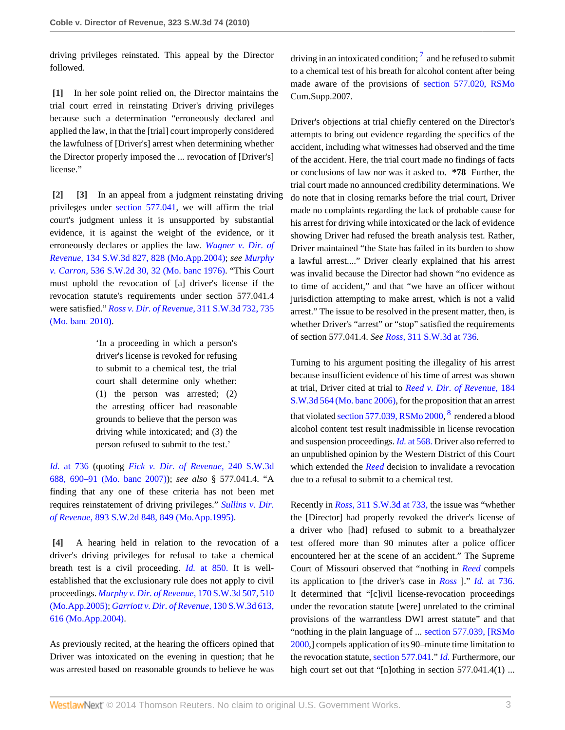driving privileges reinstated. This appeal by the Director followed.

**[1]** In her sole point relied on, the Director maintains the trial court erred in reinstating Driver's driving privileges because such a determination "erroneously declared and applied the law, in that the [trial] court improperly considered the lawfulness of [Driver's] arrest when determining whether the Director properly imposed the ... revocation of [Driver's] license."

**[2]** **[3]** In an appeal from a judgment reinstating driving privileges under section 577.041, we will affirm the trial court's judgment unless it is unsupported by substantial evidence, it is against the weight of the evidence, or it erroneously declares or applies the law. *Wagner v. Dir. of Revenue,* 134 S.W.3d 827, 828 (Mo.App.2004); *see Murphy v. Carron,* 536 S.W.2d 30, 32 (Mo. banc 1976). "This Court must uphold the revocation of [a] driver's license if the revocation statute's requirements under section 577.041.4 were satisfied." *Ross v. Dir. of Revenue,* 311 S.W.3d 732, 735 (Mo. banc 2010).

> 'In a proceeding in which a person's driver's license is revoked for refusing to submit to a chemical test, the trial court shall determine only whether: (1) the person was arrested; (2) the arresting officer had reasonable grounds to believe that the person was driving while intoxicated; and (3) the person refused to submit to the test.'

*Id.* at 736 (quoting *Fick v. Dir. of Revenue,* 240 S.W.3d 688, 690–91 (Mo. banc 2007)); *see also* § 577.041.4. "A finding that any one of these criteria has not been met requires reinstatement of driving privileges." *Sullins v. Dir. of Revenue,* 893 S.W.2d 848, 849 (Mo.App.1995).

**[4]** A hearing held in relation to the revocation of a driver's driving privileges for refusal to take a chemical breath test is a civil proceeding. *Id.* at 850. It is well-established that the exclusionary rule does not apply to civil proceedings. *Murphy v. Dir. of Revenue,* 170 S.W.3d 507, 510 (Mo.App.2005); *Garriott v. Dir. of Revenue,* 130 S.W.3d 613, 616 (Mo.App.2004).

As previously recited, at the hearing the officers opined that Driver was intoxicated on the evening in question; that he was arrested based on reasonable grounds to believe he was driving in an intoxicated condition; [7] and he refused to submit to a chemical test of his breath for alcohol content after being made aware of the provisions of section 577.020, RSMo Cum.Supp.2007.

Driver's objections at trial chiefly centered on the Director's attempts to bring out evidence regarding the specifics of the accident, including what witnesses had observed and the time of the accident. Here, the trial court made no findings of facts or conclusions of law nor was it asked to. **\*78** Further, the trial court made no announced credibility determinations. We do note that in closing remarks before the trial court, Driver made no complaints regarding the lack of probable cause for his arrest for driving while intoxicated or the lack of evidence showing Driver had refused the breath analysis test. Rather, Driver maintained "the State has failed in its burden to show a lawful arrest...." Driver clearly explained that his arrest was invalid because the Director had shown "no evidence as to time of accident," and that "we have an officer without jurisdiction attempting to make arrest, which is not a valid arrest." The issue to be resolved in the present matter, then, is whether Driver's "arrest" or "stop" satisfied the requirements of section 577.041.4. *See Ross,* 311 S.W.3d at 736.

Turning to his argument positing the illegality of his arrest because insufficient evidence of his time of arrest was shown at trial, Driver cited at trial to *Reed v. Dir. of Revenue,* 184 S.W.3d 564 (Mo. banc 2006), for the proposition that an arrest that violated section 577.039, RSMo 2000, [8] rendered a blood alcohol content test result inadmissible in license revocation and suspension proceedings. *Id.* at 568. Driver also referred to an unpublished opinion by the Western District of this Court which extended the *Reed* decision to invalidate a revocation due to a refusal to submit to a chemical test.

Recently in *Ross,* 311 S.W.3d at 733, the issue was "whether the [Director] had properly revoked the driver's license of a driver who [had] refused to submit to a breathalyzer test offered more than 90 minutes after a police officer encountered her at the scene of an accident." The Supreme Court of Missouri observed that "nothing in *Reed* compels its application to [the driver's case in *Ross* ]." *Id.* at 736. It determined that "[c]ivil license-revocation proceedings under the revocation statute [were] unrelated to the criminal provisions of the warrantless DWI arrest statute" and that "nothing in the plain language of ... section 577.039, [RSMo 2000,] compels application of its 90–minute time limitation to the revocation statute, section 577.041." *Id.* Furthermore, our high court set out that "[n]othing in section 577.041.4(1) ...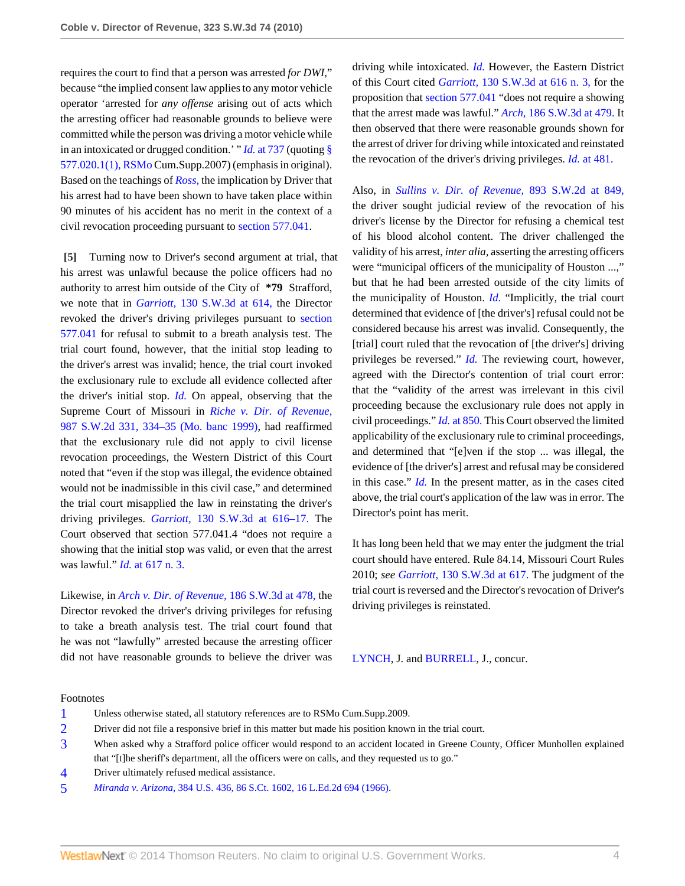requires the court to find that a person was arrested *for DWI,*" because "the implied consent law applies to any motor vehicle operator 'arrested for *any offense* arising out of acts which the arresting officer had reasonable grounds to believe were committed while the person was driving a motor vehicle while in an intoxicated or drugged condition.' " *Id.* at 737 (quoting § 577.020.1(1), RSMo Cum.Supp.2007) (emphasis in original). Based on the teachings of *Ross,* the implication by Driver that his arrest had to have been shown to have taken place within 90 minutes of his accident has no merit in the context of a civil revocation proceeding pursuant to section 577.041.

**[5]** Turning now to Driver's second argument at trial, that his arrest was unlawful because the police officers had no authority to arrest him outside of the City of **\*79** Strafford, we note that in *Garriott,* 130 S.W.3d at 614, the Director revoked the driver's driving privileges pursuant to section 577.041 for refusal to submit to a breath analysis test. The trial court found, however, that the initial stop leading to the driver's arrest was invalid; hence, the trial court invoked the exclusionary rule to exclude all evidence collected after the driver's initial stop. *Id.* On appeal, observing that the Supreme Court of Missouri in *Riche v. Dir. of Revenue,* 987 S.W.2d 331, 334–35 (Mo. banc 1999), had reaffirmed that the exclusionary rule did not apply to civil license revocation proceedings, the Western District of this Court noted that "even if the stop was illegal, the evidence obtained would not be inadmissible in this civil case," and determined the trial court misapplied the law in reinstating the driver's driving privileges. *Garriott,* 130 S.W.3d at 616–17. The Court observed that section 577.041.4 "does not require a showing that the initial stop was valid, or even that the arrest was lawful." *Id.* at 617 n. 3.

Likewise, in *Arch v. Dir. of Revenue,* 186 S.W.3d at 478, the Director revoked the driver's driving privileges for refusing to take a breath analysis test. The trial court found that he was not "lawfully" arrested because the arresting officer did not have reasonable grounds to believe the driver was driving while intoxicated. *Id.* However, the Eastern District of this Court cited *Garriott,* 130 S.W.3d at 616 n. 3, for the proposition that section 577.041 "does not require a showing that the arrest made was lawful." *Arch,* 186 S.W.3d at 479. It then observed that there were reasonable grounds shown for the arrest of driver for driving while intoxicated and reinstated the revocation of the driver's driving privileges. *Id.* at 481.

Also, in *Sullins v. Dir. of Revenue,* 893 S.W.2d at 849, the driver sought judicial review of the revocation of his driver's license by the Director for refusing a chemical test of his blood alcohol content. The driver challenged the validity of his arrest, *inter alia,* asserting the arresting officers were "municipal officers of the municipality of Houston ...," but that he had been arrested outside of the city limits of the municipality of Houston. *Id.* "Implicitly, the trial court determined that evidence of [the driver's] refusal could not be considered because his arrest was invalid. Consequently, the [trial] court ruled that the revocation of [the driver's] driving privileges be reversed." *Id.* The reviewing court, however, agreed with the Director's contention of trial court error: that the "validity of the arrest was irrelevant in this civil proceeding because the exclusionary rule does not apply in civil proceedings." *Id.* at 850. This Court observed the limited applicability of the exclusionary rule to criminal proceedings, and determined that "[e]ven if the stop ... was illegal, the evidence of [the driver's] arrest and refusal may be considered in this case." *Id.* In the present matter, as in the cases cited above, the trial court's application of the law was in error. The Director's point has merit.

It has long been held that we may enter the judgment the trial court should have entered. Rule 84.14, Missouri Court Rules 2010; *see Garriott,* 130 S.W.3d at 617. The judgment of the trial court is reversed and the Director's revocation of Driver's driving privileges is reinstated.

LYNCH, J. and BURRELL, J., concur.

## Footnotes

1. Unless otherwise stated, all statutory references are to RSMo Cum.Supp.2009.
2. Driver did not file a responsive brief in this matter but made his position known in the trial court.
3. When asked why a Strafford police officer would respond to an accident located in Greene County, Officer Munhollen explained that "[t]he sheriff's department, all the officers were on calls, and they requested us to go."
4. Driver ultimately refused medical assistance.
5. *Miranda v. Arizona,* 384 U.S. 436, 86 S.Ct. 1602, 16 L.Ed.2d 694 (1966).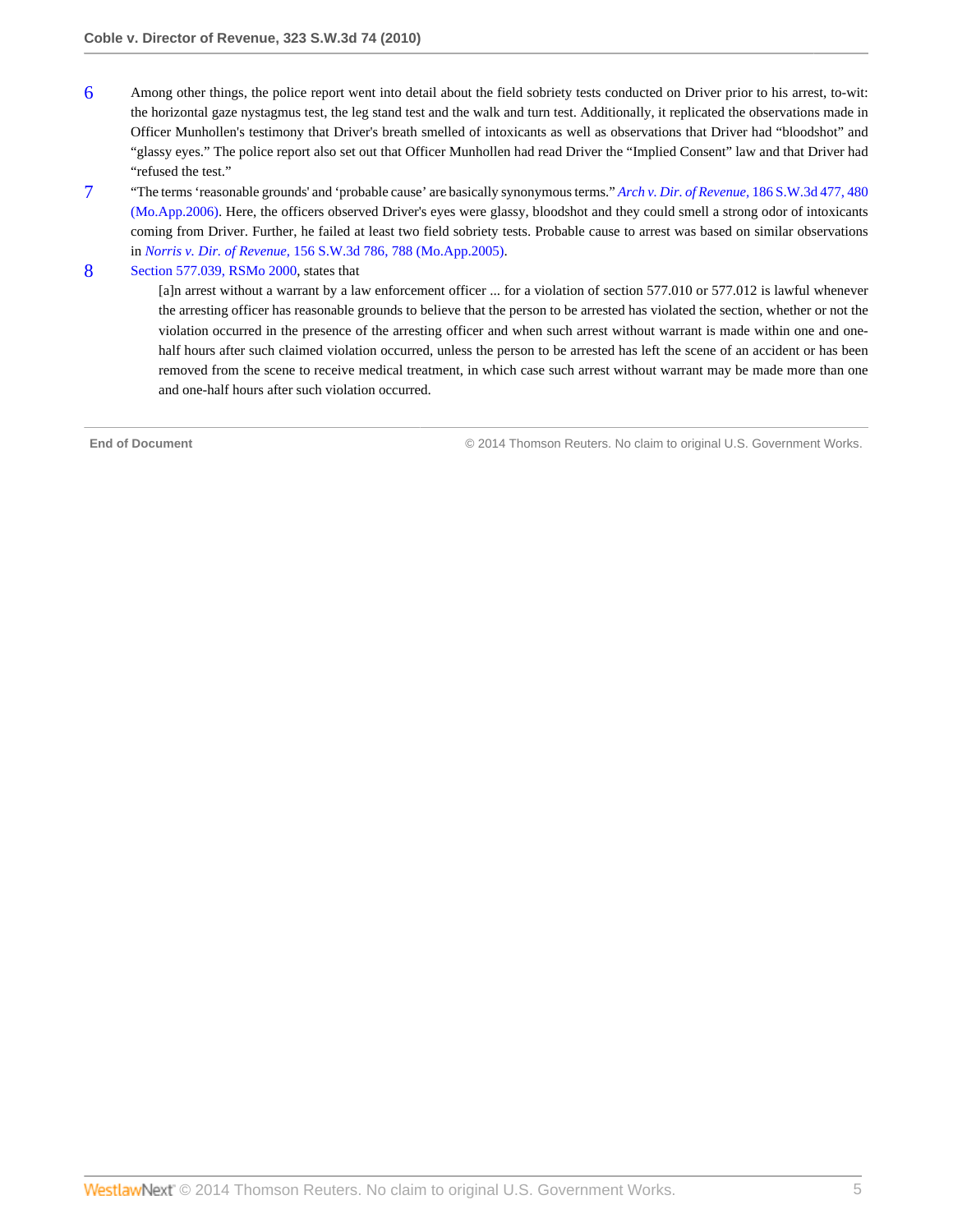6 Among other things, the police report went into detail about the field sobriety tests conducted on Driver prior to his arrest, to-wit: the horizontal gaze nystagmus test, the leg stand test and the walk and turn test. Additionally, it replicated the observations made in Officer Munhollen's testimony that Driver's breath smelled of intoxicants as well as observations that Driver had "bloodshot" and "glassy eyes." The police report also set out that Officer Munhollen had read Driver the "Implied Consent" law and that Driver had "refused the test."

7 "The terms 'reasonable grounds' and 'probable cause' are basically synonymous terms." *Arch v. Dir. of Revenue,* 186 S.W.3d 477, 480 (Mo.App.2006). Here, the officers observed Driver's eyes were glassy, bloodshot and they could smell a strong odor of intoxicants coming from Driver. Further, he failed at least two field sobriety tests. Probable cause to arrest was based on similar observations in *Norris v. Dir. of Revenue,* 156 S.W.3d 786, 788 (Mo.App.2005).

8 Section 577.039, RSMo 2000, states that

> [a]n arrest without a warrant by a law enforcement officer ... for a violation of section 577.010 or 577.012 is lawful whenever the arresting officer has reasonable grounds to believe that the person to be arrested has violated the section, whether or not the violation occurred in the presence of the arresting officer and when such arrest without warrant is made within one and one-half hours after such claimed violation occurred, unless the person to be arrested has left the scene of an accident or has been removed from the scene to receive medical treatment, in which case such arrest without warrant may be made more than one and one-half hours after such violation occurred.

**End of Document** © 2014 Thomson Reuters. No claim to original U.S. Government Works.